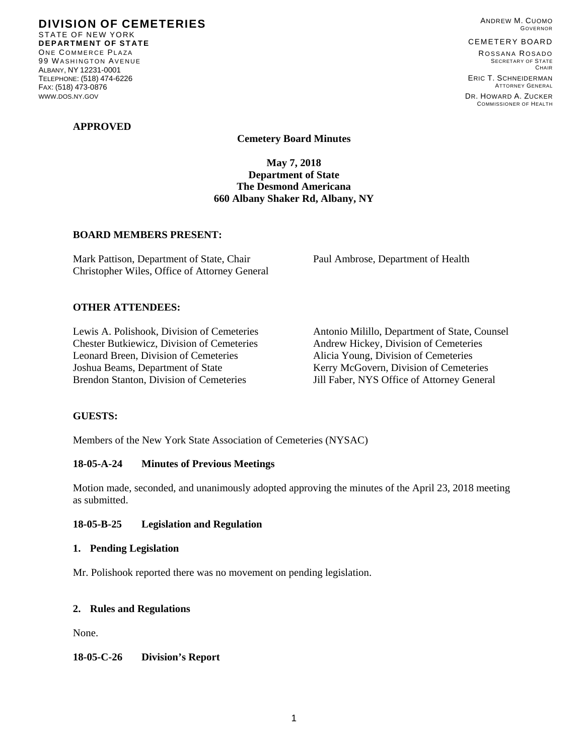**DIVISION OF CEMETERIES**
STATE OF NEW YORK
**DEPARTMENT OF STATE**
ONE COMMERCE PLAZA
99 WASHINGTON AVENUE
ALBANY, NY 12231-0001
TELEPHONE: (518) 474-6226
FAX: (518) 473-0876
WWW.DOS.NY.GOV

ANDREW M. CUOMO
GOVERNOR

CEMETERY BOARD

ROSSANA ROSADO
SECRETARY OF STATE
CHAIR

ERIC T. SCHNEIDERMAN
ATTORNEY GENERAL

DR. HOWARD A. ZUCKER
COMMISSIONER OF HEALTH

**APPROVED**

**Cemetery Board Minutes**

**May 7, 2018**
**Department of State**
**The Desmond Americana**
**660 Albany Shaker Rd, Albany, NY**

**BOARD MEMBERS PRESENT:**

Mark Pattison, Department of State, Chair
Christopher Wiles, Office of Attorney General
Paul Ambrose, Department of Health

**OTHER ATTENDEES:**

Lewis A. Polishook, Division of Cemeteries
Chester Butkiewicz, Division of Cemeteries
Leonard Breen, Division of Cemeteries
Joshua Beams, Department of State
Brendon Stanton, Division of Cemeteries
Antonio Milillo, Department of State, Counsel
Andrew Hickey, Division of Cemeteries
Alicia Young, Division of Cemeteries
Kerry McGovern, Division of Cemeteries
Jill Faber, NYS Office of Attorney General

**GUESTS:**

Members of the New York State Association of Cemeteries (NYSAC)

**18-05-A-24 Minutes of Previous Meetings**

Motion made, seconded, and unanimously adopted approving the minutes of the April 23, 2018 meeting as submitted.

**18-05-B-25 Legislation and Regulation**

**1. Pending Legislation**

Mr. Polishook reported there was no movement on pending legislation.

**2. Rules and Regulations**

None.

**18-05-C-26 Division's Report**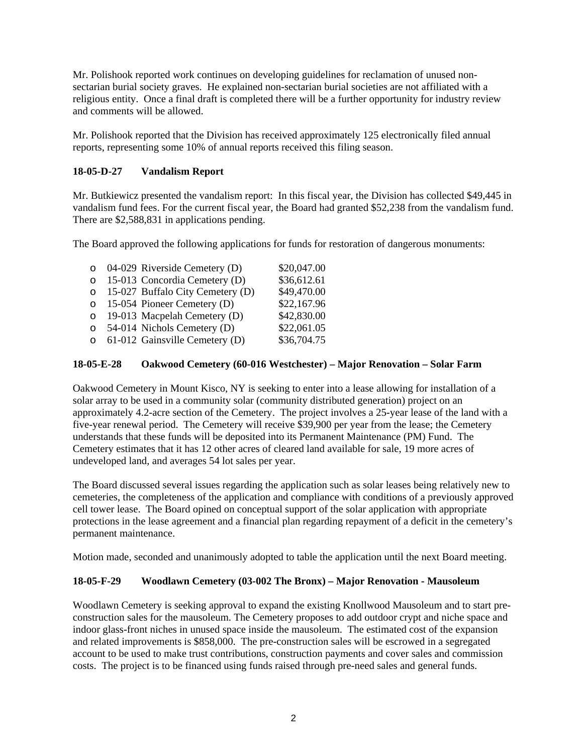Mr. Polishook reported work continues on developing guidelines for reclamation of unused non-sectarian burial society graves. He explained non-sectarian burial societies are not affiliated with a religious entity. Once a final draft is completed there will be a further opportunity for industry review and comments will be allowed.

Mr. Polishook reported that the Division has received approximately 125 electronically filed annual reports, representing some 10% of annual reports received this filing season.

**18-05-D-27 Vandalism Report**

Mr. Butkiewicz presented the vandalism report: In this fiscal year, the Division has collected $49,445 in vandalism fund fees. For the current fiscal year, the Board had granted $52,238 from the vandalism fund. There are $2,588,831 in applications pending.

The Board approved the following applications for funds for restoration of dangerous monuments:

- 04-029 Riverside Cemetery (D) $20,047.00
- 15-013 Concordia Cemetery (D) $36,612.61
- 15-027 Buffalo City Cemetery (D) $49,470.00
- 15-054 Pioneer Cemetery (D) $22,167.96
- 19-013 Macpelah Cemetery (D) $42,830.00
- 54-014 Nichols Cemetery (D) $22,061.05
- 61-012 Gainsville Cemetery (D) $36,704.75

**18-05-E-28 Oakwood Cemetery (60-016 Westchester) – Major Renovation – Solar Farm**

Oakwood Cemetery in Mount Kisco, NY is seeking to enter into a lease allowing for installation of a solar array to be used in a community solar (community distributed generation) project on an approximately 4.2-acre section of the Cemetery. The project involves a 25-year lease of the land with a five-year renewal period. The Cemetery will receive $39,900 per year from the lease; the Cemetery understands that these funds will be deposited into its Permanent Maintenance (PM) Fund. The Cemetery estimates that it has 12 other acres of cleared land available for sale, 19 more acres of undeveloped land, and averages 54 lot sales per year.

The Board discussed several issues regarding the application such as solar leases being relatively new to cemeteries, the completeness of the application and compliance with conditions of a previously approved cell tower lease. The Board opined on conceptual support of the solar application with appropriate protections in the lease agreement and a financial plan regarding repayment of a deficit in the cemetery's permanent maintenance.

Motion made, seconded and unanimously adopted to table the application until the next Board meeting.

**18-05-F-29 Woodlawn Cemetery (03-002 The Bronx) – Major Renovation - Mausoleum**

Woodlawn Cemetery is seeking approval to expand the existing Knollwood Mausoleum and to start pre-construction sales for the mausoleum. The Cemetery proposes to add outdoor crypt and niche space and indoor glass-front niches in unused space inside the mausoleum. The estimated cost of the expansion and related improvements is $858,000. The pre-construction sales will be escrowed in a segregated account to be used to make trust contributions, construction payments and cover sales and commission costs. The project is to be financed using funds raised through pre-need sales and general funds.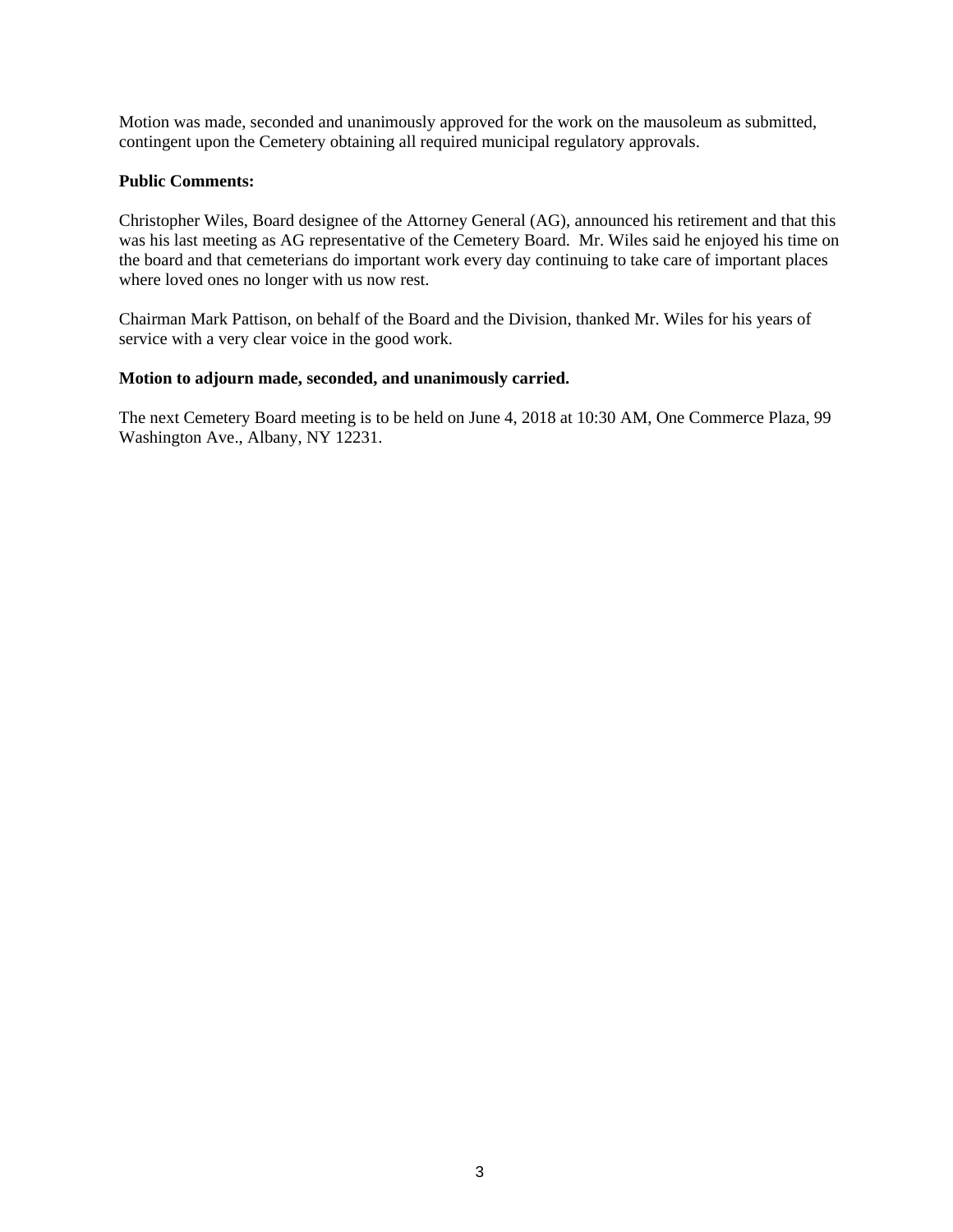Motion was made, seconded and unanimously approved for the work on the mausoleum as submitted, contingent upon the Cemetery obtaining all required municipal regulatory approvals.

**Public Comments:**

Christopher Wiles, Board designee of the Attorney General (AG), announced his retirement and that this was his last meeting as AG representative of the Cemetery Board. Mr. Wiles said he enjoyed his time on the board and that cemeterians do important work every day continuing to take care of important places where loved ones no longer with us now rest.

Chairman Mark Pattison, on behalf of the Board and the Division, thanked Mr. Wiles for his years of service with a very clear voice in the good work.

**Motion to adjourn made, seconded, and unanimously carried.**

The next Cemetery Board meeting is to be held on June 4, 2018 at 10:30 AM, One Commerce Plaza, 99 Washington Ave., Albany, NY 12231.